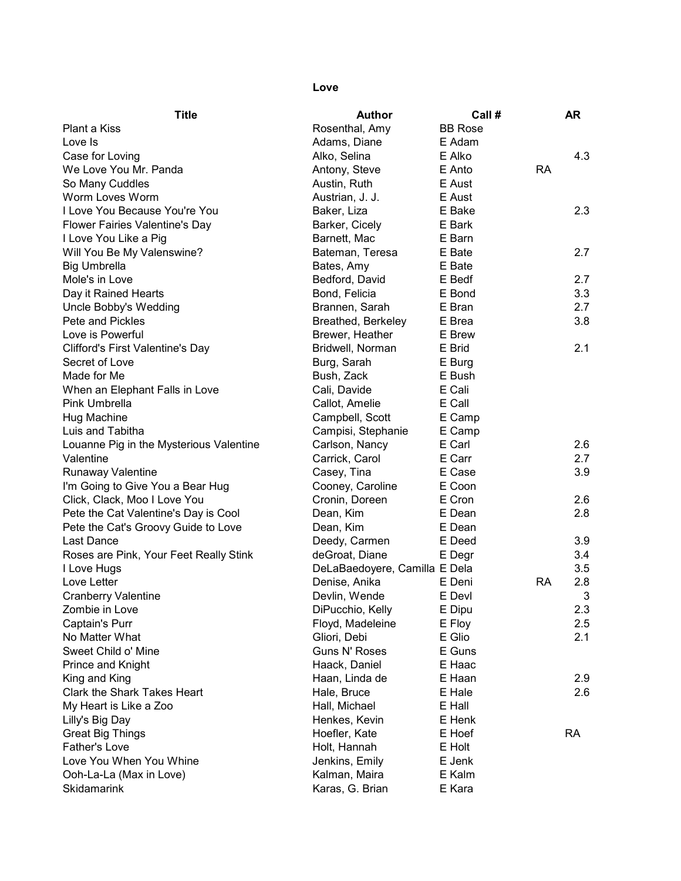**Love**

| Title | Author | Call # | | AR |
|---|---|---|---|---|
| Plant a Kiss | Rosenthal, Amy | BB Rose | | |
| Love Is | Adams, Diane | E Adam | | |
| Case for Loving | Alko, Selina | E Alko | | 4.3 |
| We Love You Mr. Panda | Antony, Steve | E Anto | RA | |
| So Many Cuddles | Austin, Ruth | E Aust | | |
| Worm Loves Worm | Austrian, J. J. | E Aust | | |
| I Love You Because You're You | Baker, Liza | E Bake | | 2.3 |
| Flower Fairies Valentine's Day | Barker, Cicely | E Bark | | |
| I Love You Like a Pig | Barnett, Mac | E Barn | | |
| Will You Be My Valenswine? | Bateman, Teresa | E Bate | | 2.7 |
| Big Umbrella | Bates, Amy | E Bate | | |
| Mole's in Love | Bedford, David | E Bedf | | 2.7 |
| Day it Rained Hearts | Bond, Felicia | E Bond | | 3.3 |
| Uncle Bobby's Wedding | Brannen, Sarah | E Bran | | 2.7 |
| Pete and Pickles | Breathed, Berkeley | E Brea | | 3.8 |
| Love is Powerful | Brewer, Heather | E Brew | | |
| Clifford's First Valentine's Day | Bridwell, Norman | E Brid | | 2.1 |
| Secret of Love | Burg, Sarah | E Burg | | |
| Made for Me | Bush, Zack | E Bush | | |
| When an Elephant Falls in Love | Cali, Davide | E Cali | | |
| Pink Umbrella | Callot, Amelie | E Call | | |
| Hug Machine | Campbell, Scott | E Camp | | |
| Luis and Tabitha | Campisi, Stephanie | E Camp | | |
| Louanne Pig in the Mysterious Valentine | Carlson, Nancy | E Carl | | 2.6 |
| Valentine | Carrick, Carol | E Carr | | 2.7 |
| Runaway Valentine | Casey, Tina | E Case | | 3.9 |
| I'm Going to Give You a Bear Hug | Cooney, Caroline | E Coon | | |
| Click, Clack, Moo I Love You | Cronin, Doreen | E Cron | | 2.6 |
| Pete the Cat Valentine's Day is Cool | Dean, Kim | E Dean | | 2.8 |
| Pete the Cat's Groovy Guide to Love | Dean, Kim | E Dean | | |
| Last Dance | Deedy, Carmen | E Deed | | 3.9 |
| Roses are Pink, Your Feet Really Stink | deGroat, Diane | E Degr | | 3.4 |
| I Love Hugs | DeLaBaedoyere, Camilla | E Dela | | 3.5 |
| Love Letter | Denise, Anika | E Deni | RA | 2.8 |
| Cranberry Valentine | Devlin, Wende | E Devl | | 3 |
| Zombie in Love | DiPucchio, Kelly | E Dipu | | 2.3 |
| Captain's Purr | Floyd, Madeleine | E Floy | | 2.5 |
| No Matter What | Gliori, Debi | E Glio | | 2.1 |
| Sweet Child o' Mine | Guns N' Roses | E Guns | | |
| Prince and Knight | Haack, Daniel | E Haac | | |
| King and King | Haan, Linda de | E Haan | | 2.9 |
| Clark the Shark Takes Heart | Hale, Bruce | E Hale | | 2.6 |
| My Heart is Like a Zoo | Hall, Michael | E Hall | | |
| Lilly's Big Day | Henkes, Kevin | E Henk | | |
| Great Big Things | Hoefler, Kate | E Hoef | | RA |
| Father's Love | Holt, Hannah | E Holt | | |
| Love You When You Whine | Jenkins, Emily | E Jenk | | |
| Ooh-La-La (Max in Love) | Kalman, Maira | E Kalm | | |
| Skidamarink | Karas, G. Brian | E Kara | | |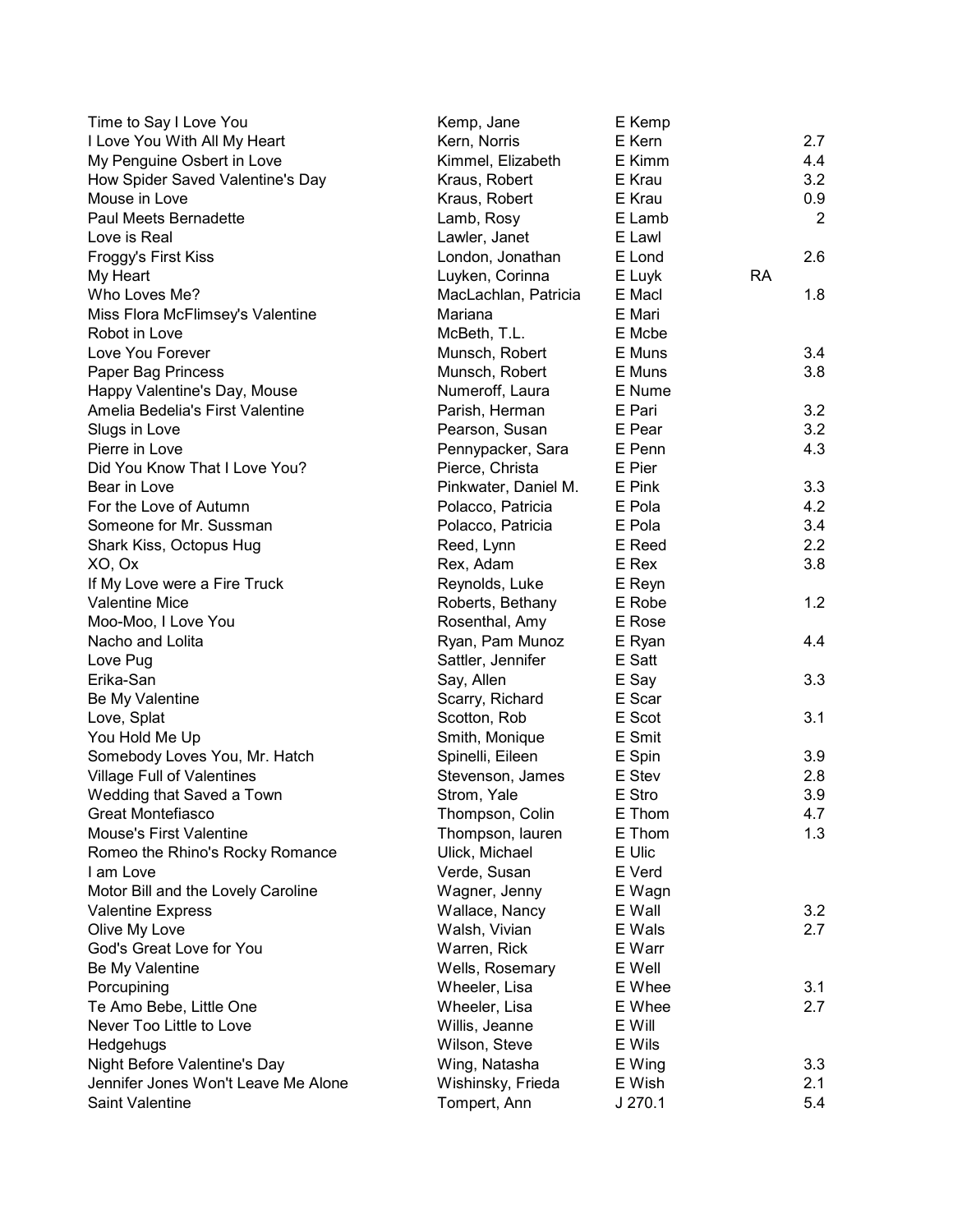| | | | | |
|---|---|---|---|---|
| Time to Say I Love You | Kemp, Jane | E Kemp | | |
| I Love You With All My Heart | Kern, Norris | E Kern | | 2.7 |
| My Penguine Osbert in Love | Kimmel, Elizabeth | E Kimm | | 4.4 |
| How Spider Saved Valentine's Day | Kraus, Robert | E Krau | | 3.2 |
| Mouse in Love | Kraus, Robert | E Krau | | 0.9 |
| Paul Meets Bernadette | Lamb, Rosy | E Lamb | | 2 |
| Love is Real | Lawler, Janet | E Lawl | | |
| Froggy's First Kiss | London, Jonathan | E Lond | | 2.6 |
| My Heart | Luyken, Corinna | E Luyk | RA | |
| Who Loves Me? | MacLachlan, Patricia | E Macl | | 1.8 |
| Miss Flora McFlimsey's Valentine | Mariana | E Mari | | |
| Robot in Love | McBeth, T.L. | E Mcbe | | |
| Love You Forever | Munsch, Robert | E Muns | | 3.4 |
| Paper Bag Princess | Munsch, Robert | E Muns | | 3.8 |
| Happy Valentine's Day, Mouse | Numeroff, Laura | E Nume | | |
| Amelia Bedelia's First Valentine | Parish, Herman | E Pari | | 3.2 |
| Slugs in Love | Pearson, Susan | E Pear | | 3.2 |
| Pierre in Love | Pennypacker, Sara | E Penn | | 4.3 |
| Did You Know That I Love You? | Pierce, Christa | E Pier | | |
| Bear in Love | Pinkwater, Daniel M. | E Pink | | 3.3 |
| For the Love of Autumn | Polacco, Patricia | E Pola | | 4.2 |
| Someone for Mr. Sussman | Polacco, Patricia | E Pola | | 3.4 |
| Shark Kiss, Octopus Hug | Reed, Lynn | E Reed | | 2.2 |
| XO, Ox | Rex, Adam | E Rex | | 3.8 |
| If My Love were a Fire Truck | Reynolds, Luke | E Reyn | | |
| Valentine Mice | Roberts, Bethany | E Robe | | 1.2 |
| Moo-Moo, I Love You | Rosenthal, Amy | E Rose | | |
| Nacho and Lolita | Ryan, Pam Munoz | E Ryan | | 4.4 |
| Love Pug | Sattler, Jennifer | E Satt | | |
| Erika-San | Say, Allen | E Say | | 3.3 |
| Be My Valentine | Scarry, Richard | E Scar | | |
| Love, Splat | Scotton, Rob | E Scot | | 3.1 |
| You Hold Me Up | Smith, Monique | E Smit | | |
| Somebody Loves You, Mr. Hatch | Spinelli, Eileen | E Spin | | 3.9 |
| Village Full of Valentines | Stevenson, James | E Stev | | 2.8 |
| Wedding that Saved a Town | Strom, Yale | E Stro | | 3.9 |
| Great Montefiasco | Thompson, Colin | E Thom | | 4.7 |
| Mouse's First Valentine | Thompson, lauren | E Thom | | 1.3 |
| Romeo the Rhino's Rocky Romance | Ulick, Michael | E Ulic | | |
| I am Love | Verde, Susan | E Verd | | |
| Motor Bill and the Lovely Caroline | Wagner, Jenny | E Wagn | | |
| Valentine Express | Wallace, Nancy | E Wall | | 3.2 |
| Olive My Love | Walsh, Vivian | E Wals | | 2.7 |
| God's Great Love for You | Warren, Rick | E Warr | | |
| Be My Valentine | Wells, Rosemary | E Well | | |
| Porcupining | Wheeler, Lisa | E Whee | | 3.1 |
| Te Amo Bebe, Little One | Wheeler, Lisa | E Whee | | 2.7 |
| Never Too Little to Love | Willis, Jeanne | E Will | | |
| Hedgehugs | Wilson, Steve | E Wils | | |
| Night Before Valentine's Day | Wing, Natasha | E Wing | | 3.3 |
| Jennifer Jones Won't Leave Me Alone | Wishinsky, Frieda | E Wish | | 2.1 |
| Saint Valentine | Tompert, Ann | J 270.1 | | 5.4 |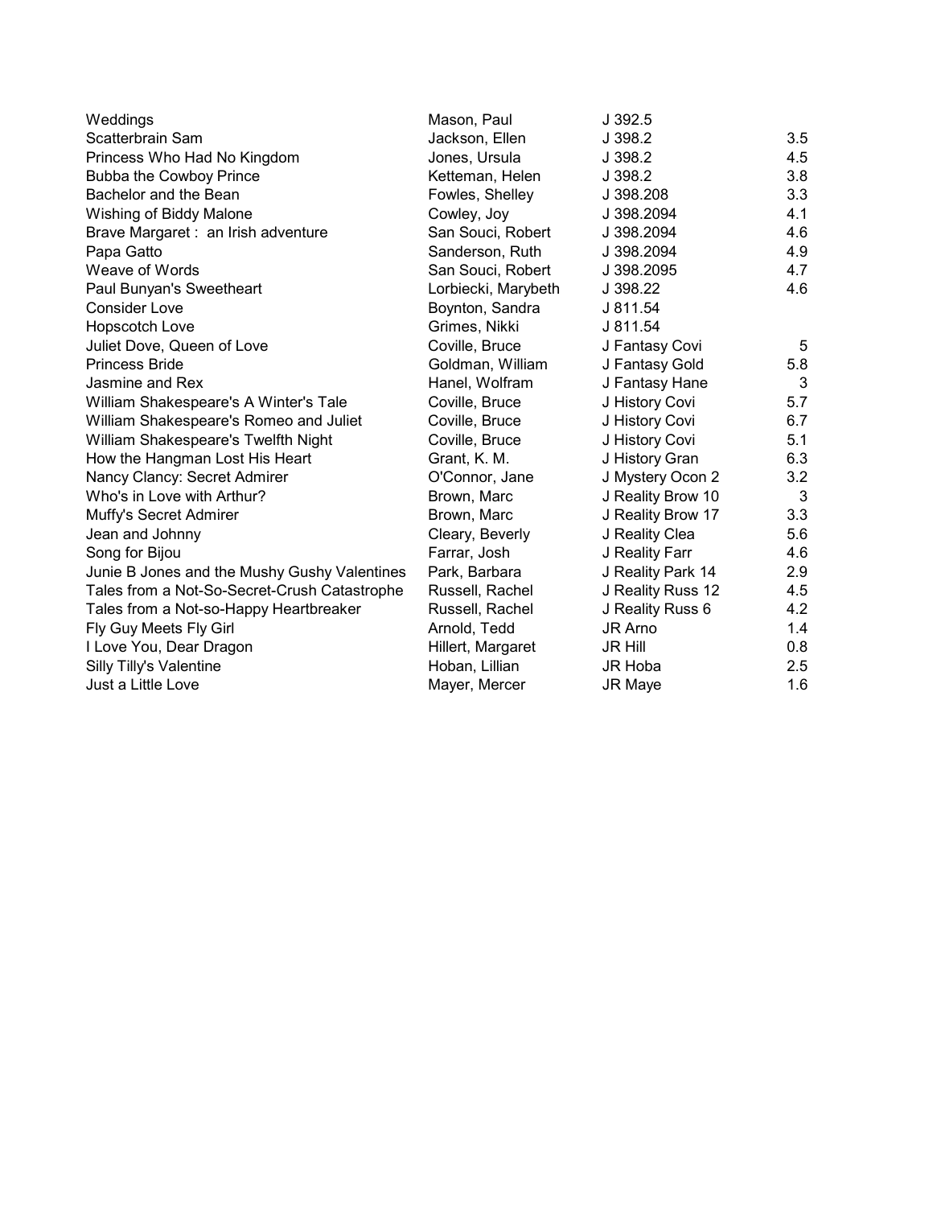| | | | |
|---|---|---|---|
| Weddings | Mason, Paul | J 392.5 | |
| Scatterbrain Sam | Jackson, Ellen | J 398.2 | 3.5 |
| Princess Who Had No Kingdom | Jones, Ursula | J 398.2 | 4.5 |
| Bubba the Cowboy Prince | Ketteman, Helen | J 398.2 | 3.8 |
| Bachelor and the Bean | Fowles, Shelley | J 398.208 | 3.3 |
| Wishing of Biddy Malone | Cowley, Joy | J 398.2094 | 4.1 |
| Brave Margaret : an Irish adventure | San Souci, Robert | J 398.2094 | 4.6 |
| Papa Gatto | Sanderson, Ruth | J 398.2094 | 4.9 |
| Weave of Words | San Souci, Robert | J 398.2095 | 4.7 |
| Paul Bunyan's Sweetheart | Lorbiecki, Marybeth | J 398.22 | 4.6 |
| Consider Love | Boynton, Sandra | J 811.54 | |
| Hopscotch Love | Grimes, Nikki | J 811.54 | |
| Juliet Dove, Queen of Love | Coville, Bruce | J Fantasy Covi | 5 |
| Princess Bride | Goldman, William | J Fantasy Gold | 5.8 |
| Jasmine and Rex | Hanel, Wolfram | J Fantasy Hane | 3 |
| William Shakespeare's A Winter's Tale | Coville, Bruce | J History Covi | 5.7 |
| William Shakespeare's Romeo and Juliet | Coville, Bruce | J History Covi | 6.7 |
| William Shakespeare's Twelfth Night | Coville, Bruce | J History Covi | 5.1 |
| How the Hangman Lost His Heart | Grant, K. M. | J History Gran | 6.3 |
| Nancy Clancy: Secret Admirer | O'Connor, Jane | J Mystery Ocon 2 | 3.2 |
| Who's in Love with Arthur? | Brown, Marc | J Reality Brow 10 | 3 |
| Muffy's Secret Admirer | Brown, Marc | J Reality Brow 17 | 3.3 |
| Jean and Johnny | Cleary, Beverly | J Reality Clea | 5.6 |
| Song for Bijou | Farrar, Josh | J Reality Farr | 4.6 |
| Junie B Jones and the Mushy Gushy Valentines | Park, Barbara | J Reality Park 14 | 2.9 |
| Tales from a Not-So-Secret-Crush Catastrophe | Russell, Rachel | J Reality Russ 12 | 4.5 |
| Tales from a Not-so-Happy Heartbreaker | Russell, Rachel | J Reality Russ 6 | 4.2 |
| Fly Guy Meets Fly Girl | Arnold, Tedd | JR Arno | 1.4 |
| I Love You, Dear Dragon | Hillert, Margaret | JR Hill | 0.8 |
| Silly Tilly's Valentine | Hoban, Lillian | JR Hoba | 2.5 |
| Just a Little Love | Mayer, Mercer | JR Maye | 1.6 |